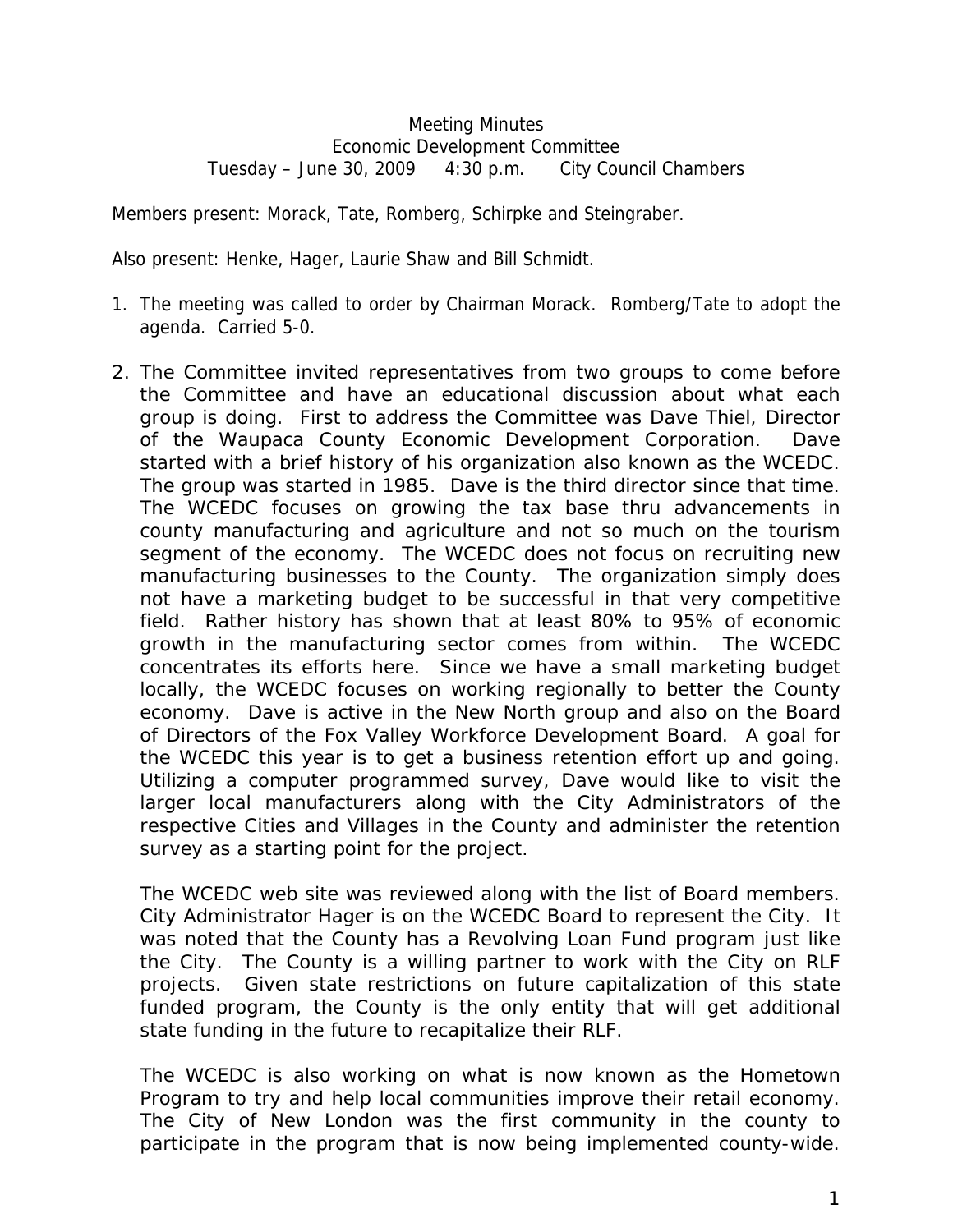Meeting Minutes
Economic Development Committee
Tuesday – June 30, 2009 4:30 p.m. City Council Chambers

Members present: Morack, Tate, Romberg, Schirpke and Steingraber.

Also present: Henke, Hager, Laurie Shaw and Bill Schmidt.

1. The meeting was called to order by Chairman Morack. Romberg/Tate to adopt the agenda. Carried 5-0.

2. The Committee invited representatives from two groups to come before the Committee and have an educational discussion about what each group is doing. First to address the Committee was Dave Thiel, Director of the Waupaca County Economic Development Corporation. Dave started with a brief history of his organization also known as the WCEDC. The group was started in 1985. Dave is the third director since that time. The WCEDC focuses on growing the tax base thru advancements in county manufacturing and agriculture and not so much on the tourism segment of the economy. The WCEDC does not focus on recruiting new manufacturing businesses to the County. The organization simply does not have a marketing budget to be successful in that very competitive field. Rather history has shown that at least 80% to 95% of economic growth in the manufacturing sector comes from within. The WCEDC concentrates its efforts here. Since we have a small marketing budget locally, the WCEDC focuses on working regionally to better the County economy. Dave is active in the New North group and also on the Board of Directors of the Fox Valley Workforce Development Board. A goal for the WCEDC this year is to get a business retention effort up and going. Utilizing a computer programmed survey, Dave would like to visit the larger local manufacturers along with the City Administrators of the respective Cities and Villages in the County and administer the retention survey as a starting point for the project.

   The WCEDC web site was reviewed along with the list of Board members. City Administrator Hager is on the WCEDC Board to represent the City. It was noted that the County has a Revolving Loan Fund program just like the City. The County is a willing partner to work with the City on RLF projects. Given state restrictions on future capitalization of this state funded program, the County is the only entity that will get additional state funding in the future to recapitalize their RLF.

   The WCEDC is also working on what is now known as the Hometown Program to try and help local communities improve their retail economy. The City of New London was the first community in the county to participate in the program that is now being implemented county-wide.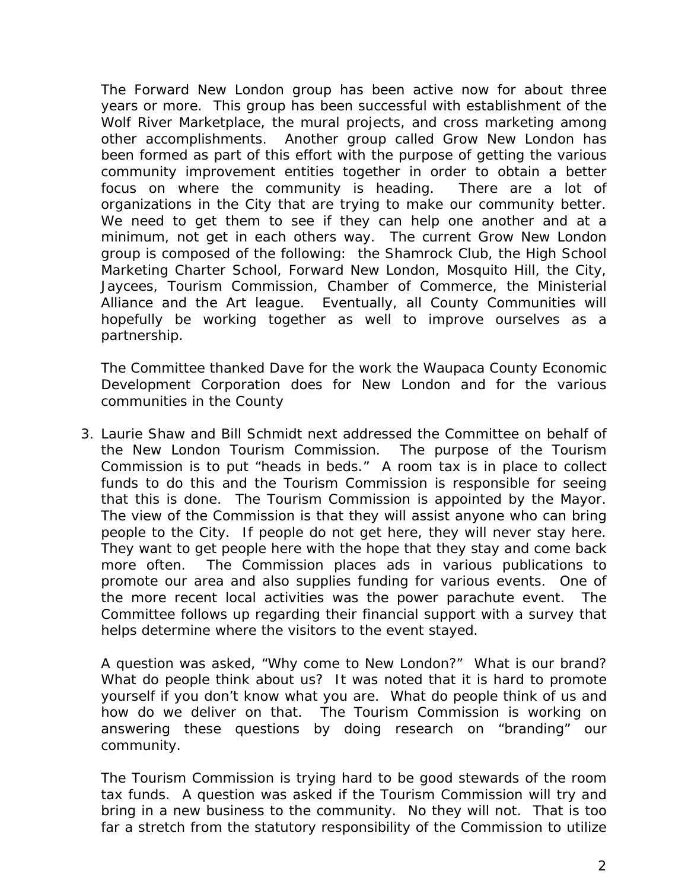The Forward New London group has been active now for about three years or more. This group has been successful with establishment of the Wolf River Marketplace, the mural projects, and cross marketing among other accomplishments. Another group called Grow New London has been formed as part of this effort with the purpose of getting the various community improvement entities together in order to obtain a better focus on where the community is heading. There are a lot of organizations in the City that are trying to make our community better. We need to get them to see if they can help one another and at a minimum, not get in each others way. The current Grow New London group is composed of the following: the Shamrock Club, the High School Marketing Charter School, Forward New London, Mosquito Hill, the City, Jaycees, Tourism Commission, Chamber of Commerce, the Ministerial Alliance and the Art league. Eventually, all County Communities will hopefully be working together as well to improve ourselves as a partnership.

The Committee thanked Dave for the work the Waupaca County Economic Development Corporation does for New London and for the various communities in the County

3. Laurie Shaw and Bill Schmidt next addressed the Committee on behalf of the New London Tourism Commission. The purpose of the Tourism Commission is to put "heads in beds." A room tax is in place to collect funds to do this and the Tourism Commission is responsible for seeing that this is done. The Tourism Commission is appointed by the Mayor. The view of the Commission is that they will assist anyone who can bring people to the City. If people do not get here, they will never stay here. They want to get people here with the hope that they stay and come back more often. The Commission places ads in various publications to promote our area and also supplies funding for various events. One of the more recent local activities was the power parachute event. The Committee follows up regarding their financial support with a survey that helps determine where the visitors to the event stayed.

   A question was asked, "Why come to New London?" What is our brand? What do people think about us? It was noted that it is hard to promote yourself if you don't know what you are. What do people think of us and how do we deliver on that. The Tourism Commission is working on answering these questions by doing research on "branding" our community.

   The Tourism Commission is trying hard to be good stewards of the room tax funds. A question was asked if the Tourism Commission will try and bring in a new business to the community. No they will not. That is too far a stretch from the statutory responsibility of the Commission to utilize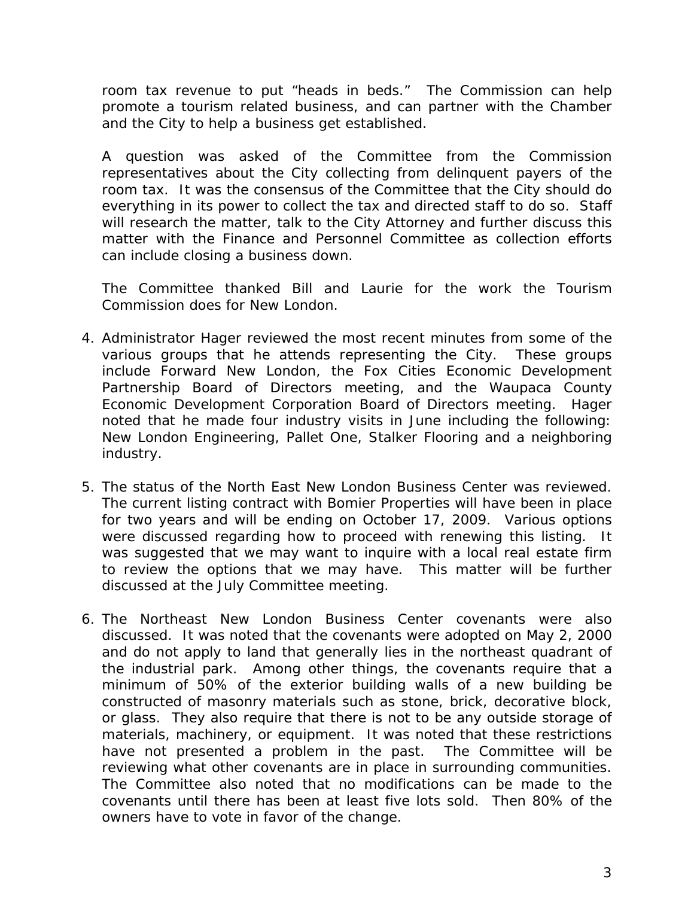room tax revenue to put "heads in beds." The Commission can help promote a tourism related business, and can partner with the Chamber and the City to help a business get established.

A question was asked of the Committee from the Commission representatives about the City collecting from delinquent payers of the room tax. It was the consensus of the Committee that the City should do everything in its power to collect the tax and directed staff to do so. Staff will research the matter, talk to the City Attorney and further discuss this matter with the Finance and Personnel Committee as collection efforts can include closing a business down.

The Committee thanked Bill and Laurie for the work the Tourism Commission does for New London.

4. Administrator Hager reviewed the most recent minutes from some of the various groups that he attends representing the City. These groups include Forward New London, the Fox Cities Economic Development Partnership Board of Directors meeting, and the Waupaca County Economic Development Corporation Board of Directors meeting. Hager noted that he made four industry visits in June including the following: New London Engineering, Pallet One, Stalker Flooring and a neighboring industry.

5. The status of the North East New London Business Center was reviewed. The current listing contract with Bomier Properties will have been in place for two years and will be ending on October 17, 2009. Various options were discussed regarding how to proceed with renewing this listing. It was suggested that we may want to inquire with a local real estate firm to review the options that we may have. This matter will be further discussed at the July Committee meeting.

6. The Northeast New London Business Center covenants were also discussed. It was noted that the covenants were adopted on May 2, 2000 and do not apply to land that generally lies in the northeast quadrant of the industrial park. Among other things, the covenants require that a minimum of 50% of the exterior building walls of a new building be constructed of masonry materials such as stone, brick, decorative block, or glass. They also require that there is not to be any outside storage of materials, machinery, or equipment. It was noted that these restrictions have not presented a problem in the past. The Committee will be reviewing what other covenants are in place in surrounding communities. The Committee also noted that no modifications can be made to the covenants until there has been at least five lots sold. Then 80% of the owners have to vote in favor of the change.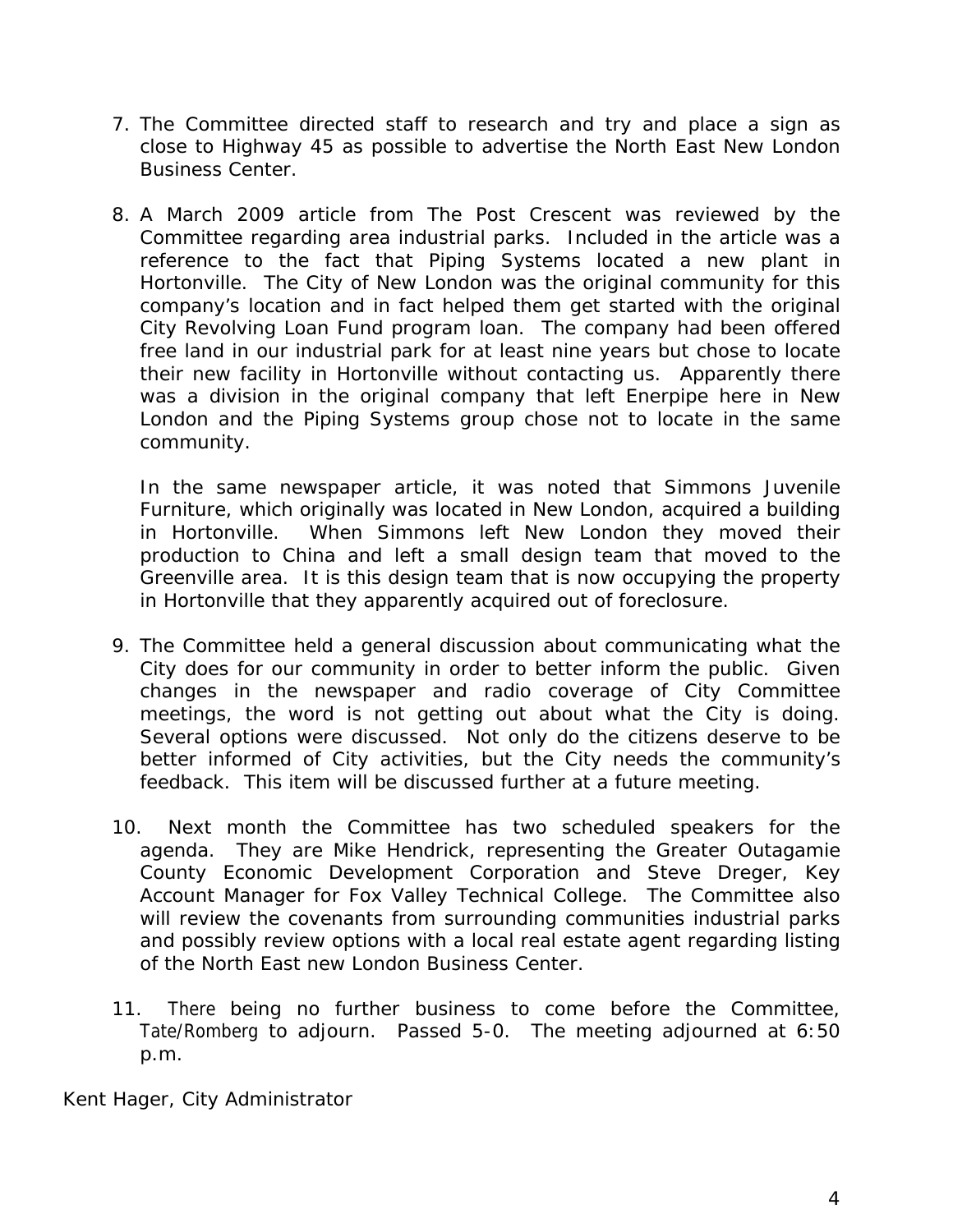7. The Committee directed staff to research and try and place a sign as close to Highway 45 as possible to advertise the North East New London Business Center.

8. A March 2009 article from The Post Crescent was reviewed by the Committee regarding area industrial parks. Included in the article was a reference to the fact that Piping Systems located a new plant in Hortonville. The City of New London was the original community for this company's location and in fact helped them get started with the original City Revolving Loan Fund program loan. The company had been offered free land in our industrial park for at least nine years but chose to locate their new facility in Hortonville without contacting us. Apparently there was a division in the original company that left Enerpipe here in New London and the Piping Systems group chose not to locate in the same community.

   In the same newspaper article, it was noted that Simmons Juvenile Furniture, which originally was located in New London, acquired a building in Hortonville. When Simmons left New London they moved their production to China and left a small design team that moved to the Greenville area. It is this design team that is now occupying the property in Hortonville that they apparently acquired out of foreclosure.

9. The Committee held a general discussion about communicating what the City does for our community in order to better inform the public. Given changes in the newspaper and radio coverage of City Committee meetings, the word is not getting out about what the City is doing. Several options were discussed. Not only do the citizens deserve to be better informed of City activities, but the City needs the community's feedback. This item will be discussed further at a future meeting.

10. Next month the Committee has two scheduled speakers for the agenda. They are Mike Hendrick, representing the Greater Outagamie County Economic Development Corporation and Steve Dreger, Key Account Manager for Fox Valley Technical College. The Committee also will review the covenants from surrounding communities industrial parks and possibly review options with a local real estate agent regarding listing of the North East new London Business Center.

11. There being no further business to come before the Committee, Tate/Romberg to adjourn. Passed 5-0. The meeting adjourned at 6:50 p.m.

Kent Hager, City Administrator